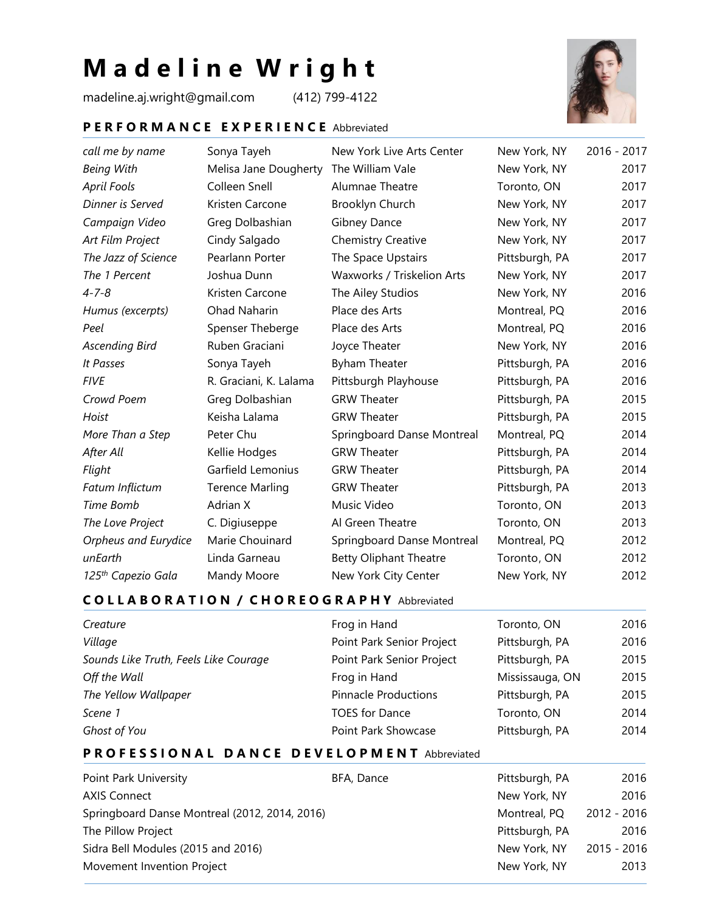# Madeline Wright

madeline.aj.wright@gmail.com (412) 799-4122

## PERFORMANCE EXPERIENCE Abbreviated

| | | | | |
|---|---|---|---|---|
| *call me by name* | Sonya Tayeh | New York Live Arts Center | New York, NY | 2016 - 2017 |
| *Being With* | Melisa Jane Dougherty | The William Vale | New York, NY | 2017 |
| *April Fools* | Colleen Snell | Alumnae Theatre | Toronto, ON | 2017 |
| *Dinner is Served* | Kristen Carcone | Brooklyn Church | New York, NY | 2017 |
| *Campaign Video* | Greg Dolbashian | Gibney Dance | New York, NY | 2017 |
| *Art Film Project* | Cindy Salgado | Chemistry Creative | New York, NY | 2017 |
| *The Jazz of Science* | Pearlann Porter | The Space Upstairs | Pittsburgh, PA | 2017 |
| *The 1 Percent* | Joshua Dunn | Waxworks / Triskelion Arts | New York, NY | 2017 |
| *4-7-8* | Kristen Carcone | The Ailey Studios | New York, NY | 2016 |
| *Humus (excerpts)* | Ohad Naharin | Place des Arts | Montreal, PQ | 2016 |
| *Peel* | Spenser Theberge | Place des Arts | Montreal, PQ | 2016 |
| *Ascending Bird* | Ruben Graciani | Joyce Theater | New York, NY | 2016 |
| *It Passes* | Sonya Tayeh | Byham Theater | Pittsburgh, PA | 2016 |
| *FIVE* | R. Graciani, K. Lalama | Pittsburgh Playhouse | Pittsburgh, PA | 2016 |
| *Crowd Poem* | Greg Dolbashian | GRW Theater | Pittsburgh, PA | 2015 |
| *Hoist* | Keisha Lalama | GRW Theater | Pittsburgh, PA | 2015 |
| *More Than a Step* | Peter Chu | Springboard Danse Montreal | Montreal, PQ | 2014 |
| *After All* | Kellie Hodges | GRW Theater | Pittsburgh, PA | 2014 |
| *Flight* | Garfield Lemonius | GRW Theater | Pittsburgh, PA | 2014 |
| *Fatum Inflictum* | Terence Marling | GRW Theater | Pittsburgh, PA | 2013 |
| *Time Bomb* | Adrian X | Music Video | Toronto, ON | 2013 |
| *The Love Project* | C. Digiuseppe | Al Green Theatre | Toronto, ON | 2013 |
| *Orpheus and Eurydice* | Marie Chouinard | Springboard Danse Montreal | Montreal, PQ | 2012 |
| *unEarth* | Linda Garneau | Betty Oliphant Theatre | Toronto, ON | 2012 |
| *125th Capezio Gala* | Mandy Moore | New York City Center | New York, NY | 2012 |

## COLLABORATION / CHOREOGRAPHY Abbreviated

| | | | |
|---|---|---|---|
| *Creature* | Frog in Hand | Toronto, ON | 2016 |
| *Village* | Point Park Senior Project | Pittsburgh, PA | 2016 |
| *Sounds Like Truth, Feels Like Courage* | Point Park Senior Project | Pittsburgh, PA | 2015 |
| *Off the Wall* | Frog in Hand | Mississauga, ON | 2015 |
| *The Yellow Wallpaper* | Pinnacle Productions | Pittsburgh, PA | 2015 |
| *Scene 1* | TOES for Dance | Toronto, ON | 2014 |
| *Ghost of You* | Point Park Showcase | Pittsburgh, PA | 2014 |

## PROFESSIONAL DANCE DEVELOPMENT Abbreviated

| | | | |
|---|---|---|---|
| Point Park University | BFA, Dance | Pittsburgh, PA | 2016 |
| AXIS Connect | | New York, NY | 2016 |
| Springboard Danse Montreal (2012, 2014, 2016) | | Montreal, PQ | 2012 - 2016 |
| The Pillow Project | | Pittsburgh, PA | 2016 |
| Sidra Bell Modules (2015 and 2016) | | New York, NY | 2015 - 2016 |
| Movement Invention Project | | New York, NY | 2013 |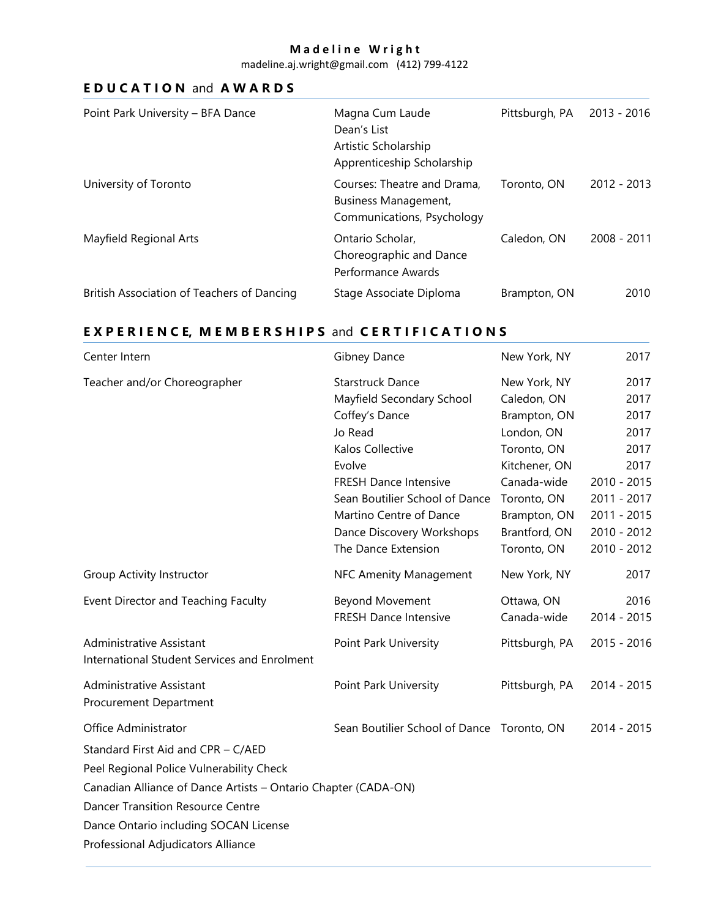# Madeline Wright

madeline.aj.wright@gmail.com (412) 799-4122

## EDUCATION and AWARDS

| | | | |
|---|---|---|---|
| Point Park University – BFA Dance | Magna Cum Laude<br>Dean's List<br>Artistic Scholarship<br>Apprenticeship Scholarship | Pittsburgh, PA | 2013 - 2016 |
| University of Toronto | Courses: Theatre and Drama, Business Management, Communications, Psychology | Toronto, ON | 2012 - 2013 |
| Mayfield Regional Arts | Ontario Scholar, Choreographic and Dance Performance Awards | Caledon, ON | 2008 - 2011 |
| British Association of Teachers of Dancing | Stage Associate Diploma | Brampton, ON | 2010 |

## EXPERIENCE, MEMBERSHIPS and CERTIFICATIONS

| | | | |
|---|---|---|---|
| Center Intern | Gibney Dance | New York, NY | 2017 |
| Teacher and/or Choreographer | Starstruck Dance | New York, NY | 2017 |
| | Mayfield Secondary School | Caledon, ON | 2017 |
| | Coffey's Dance | Brampton, ON | 2017 |
| | Jo Read | London, ON | 2017 |
| | Kalos Collective | Toronto, ON | 2017 |
| | Evolve | Kitchener, ON | 2017 |
| | FRESH Dance Intensive | Canada-wide | 2010 - 2015 |
| | Sean Boutilier School of Dance | Toronto, ON | 2011 - 2017 |
| | Martino Centre of Dance | Brampton, ON | 2011 - 2015 |
| | Dance Discovery Workshops | Brantford, ON | 2010 - 2012 |
| | The Dance Extension | Toronto, ON | 2010 - 2012 |
| Group Activity Instructor | NFC Amenity Management | New York, NY | 2017 |
| Event Director and Teaching Faculty | Beyond Movement | Ottawa, ON | 2016 |
| | FRESH Dance Intensive | Canada-wide | 2014 - 2015 |
| Administrative Assistant<br>International Student Services and Enrolment | Point Park University | Pittsburgh, PA | 2015 - 2016 |
| Administrative Assistant<br>Procurement Department | Point Park University | Pittsburgh, PA | 2014 - 2015 |
| Office Administrator | Sean Boutilier School of Dance | Toronto, ON | 2014 - 2015 |

Standard First Aid and CPR – C/AED

Peel Regional Police Vulnerability Check

Canadian Alliance of Dance Artists – Ontario Chapter (CADA-ON)

Dancer Transition Resource Centre

Dance Ontario including SOCAN License

Professional Adjudicators Alliance